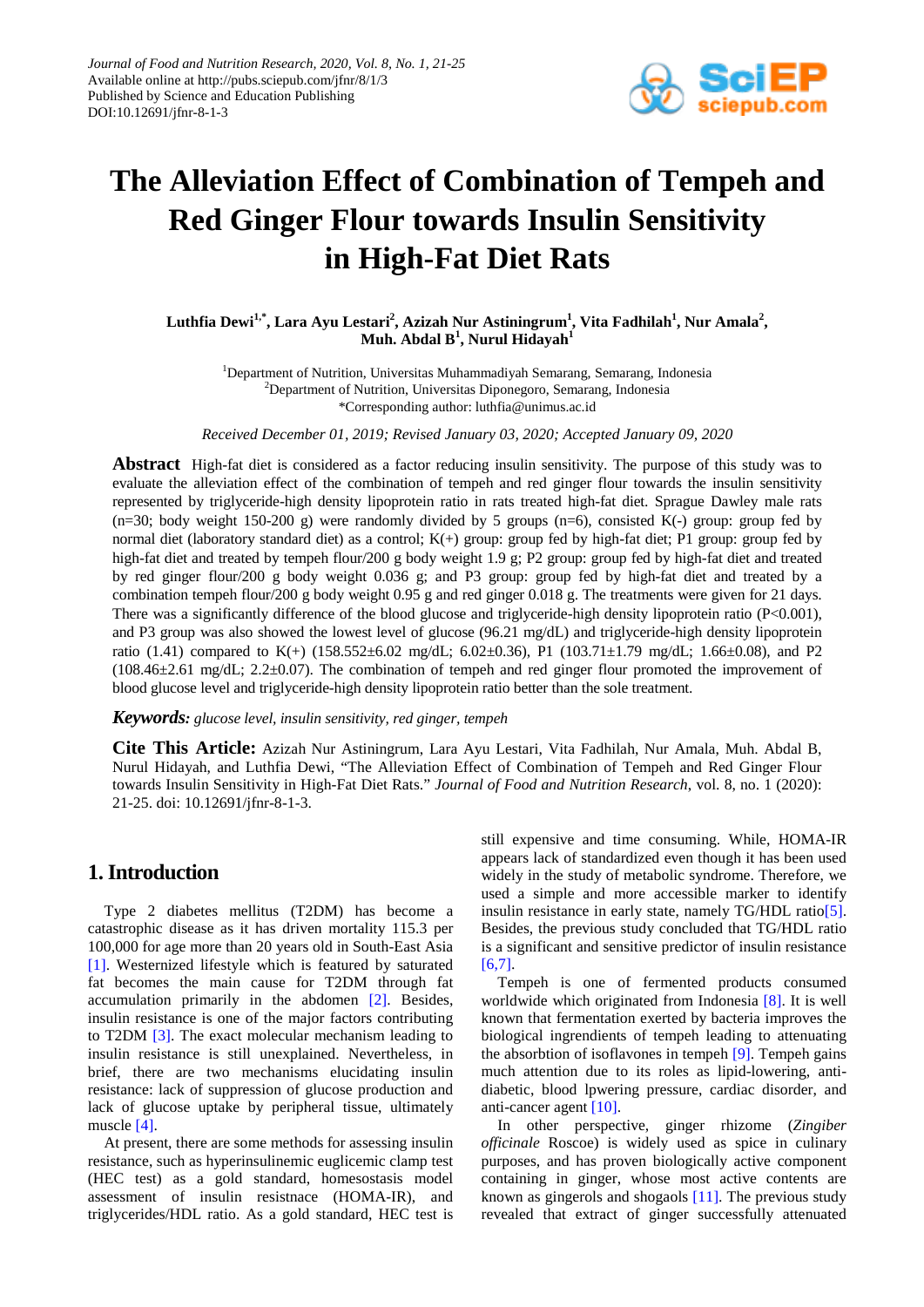# The Alleviation Effect of Combination of Tempeh and Red Ginger Flour towards Insulin Sensitivity in High-Fat Diet Rats

**Luthfia Dewi[1,*], Lara Ayu Lestari[2], Azizah Nur Astiningrum[1], Vita Fadhilah[1], Nur Amala[2], Muh. Abdal B[1], Nurul Hidayah[1]**

[1]Department of Nutrition, Universitas Muhammadiyah Semarang, Semarang, Indonesia
[2]Department of Nutrition, Universitas Diponegoro, Semarang, Indonesia
*Corresponding author: luthfia@unimus.ac.id

*Received December 01, 2019; Revised January 03, 2020; Accepted January 09, 2020*

**Abstract** High-fat diet is considered as a factor reducing insulin sensitivity. The purpose of this study was to evaluate the alleviation effect of the combination of tempeh and red ginger flour towards the insulin sensitivity represented by triglyceride-high density lipoprotein ratio in rats treated high-fat diet. Sprague Dawley male rats (n=30; body weight 150-200 g) were randomly divided by 5 groups (n=6), consisted K(-) group: group fed by normal diet (laboratory standard diet) as a control; K(+) group: group fed by high-fat diet; P1 group: group fed by high-fat diet and treated by tempeh flour/200 g body weight 1.9 g; P2 group: group fed by high-fat diet and treated by red ginger flour/200 g body weight 0.036 g; and P3 group: group fed by high-fat diet and treated by a combination tempeh flour/200 g body weight 0.95 g and red ginger 0.018 g. The treatments were given for 21 days. There was a significantly difference of the blood glucose and triglyceride-high density lipoprotein ratio ($P<0.001$), and P3 group was also showed the lowest level of glucose (96.21 mg/dL) and triglyceride-high density lipoprotein ratio (1.41) compared to K(+) (158.552±6.02 mg/dL; 6.02±0.36), P1 (103.71±1.79 mg/dL; 1.66±0.08), and P2 (108.46±2.61 mg/dL; 2.2±0.07). The combination of tempeh and red ginger flour promoted the improvement of blood glucose level and triglyceride-high density lipoprotein ratio better than the sole treatment.

***Keywords:*** *glucose level, insulin sensitivity, red ginger, tempeh*

**Cite This Article:** Azizah Nur Astiningrum, Lara Ayu Lestari, Vita Fadhilah, Nur Amala, Muh. Abdal B, Nurul Hidayah, and Luthfia Dewi, "The Alleviation Effect of Combination of Tempeh and Red Ginger Flour towards Insulin Sensitivity in High-Fat Diet Rats." *Journal of Food and Nutrition Research*, vol. 8, no. 1 (2020): 21-25. doi: 10.12691/jfnr-8-1-3.

## 1. Introduction

Type 2 diabetes mellitus (T2DM) has become a catastrophic disease as it has driven mortality 115.3 per 100,000 for age more than 20 years old in South-East Asia [1]. Westernized lifestyle which is featured by saturated fat becomes the main cause for T2DM through fat accumulation primarily in the abdomen [2]. Besides, insulin resistance is one of the major factors contributing to T2DM [3]. The exact molecular mechanism leading to insulin resistance is still unexplained. Nevertheless, in brief, there are two mechanisms elucidating insulin resistance: lack of suppression of glucose production and lack of glucose uptake by peripheral tissue, ultimately muscle [4].

At present, there are some methods for assessing insulin resistance, such as hyperinsulinemic euglicemic clamp test (HEC test) as a gold standard, homesostasis model assessment of insulin resistnace (HOMA-IR), and triglycerides/HDL ratio. As a gold standard, HEC test is still expensive and time consuming. While, HOMA-IR appears lack of standardized even though it has been used widely in the study of metabolic syndrome. Therefore, we used a simple and more accessible marker to identify insulin resistance in early state, namely TG/HDL ratio[5]. Besides, the previous study concluded that TG/HDL ratio is a significant and sensitive predictor of insulin resistance [6,7].

Tempeh is one of fermented products consumed worldwide which originated from Indonesia [8]. It is well known that fermentation exerted by bacteria improves the biological ingrendients of tempeh leading to attenuating the absorbtion of isoflavones in tempeh [9]. Tempeh gains much attention due to its roles as lipid-lowering, anti-diabetic, blood lpwering pressure, cardiac disorder, and anti-cancer agent [10].

In other perspective, ginger rhizome (*Zingiber officinale* Roscoe) is widely used as spice in culinary purposes, and has proven biologically active component containing in ginger, whose most active contents are known as gingerols and shogaols [11]. The previous study revealed that extract of ginger successfully attenuated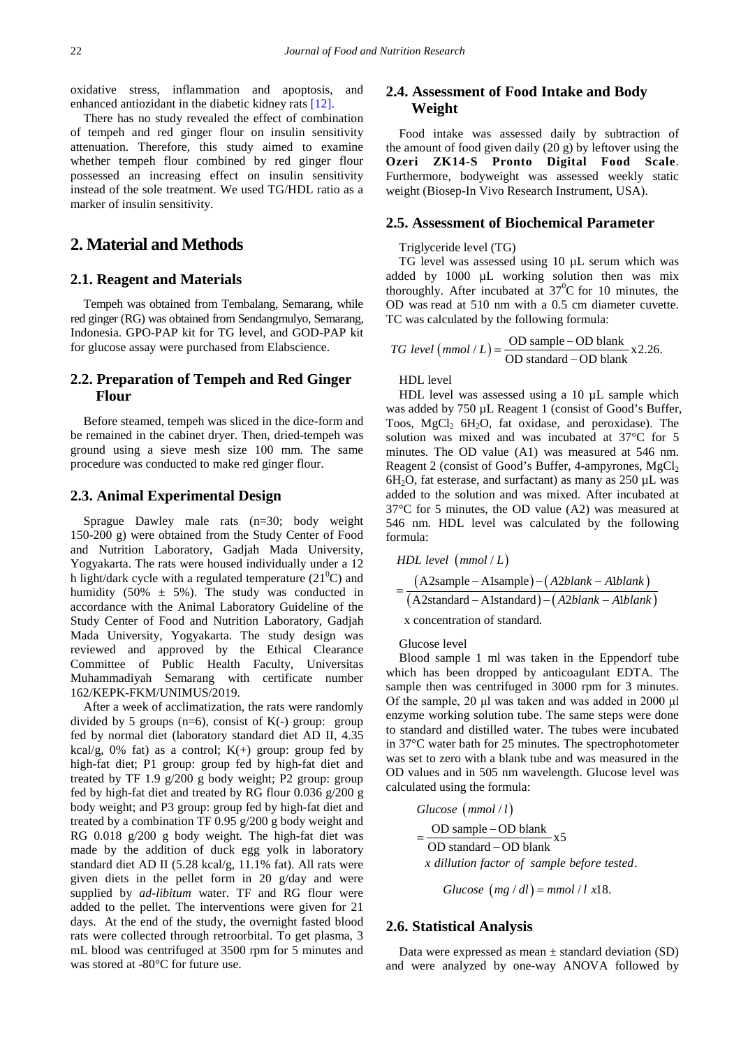oxidative stress, inflammation and apoptosis, and enhanced antiozidant in the diabetic kidney rats [12].

There has no study revealed the effect of combination of tempeh and red ginger flour on insulin sensitivity attenuation. Therefore, this study aimed to examine whether tempeh flour combined by red ginger flour possessed an increasing effect on insulin sensitivity instead of the sole treatment. We used TG/HDL ratio as a marker of insulin sensitivity.

# 2. Material and Methods

## 2.1. Reagent and Materials

Tempeh was obtained from Tembalang, Semarang, while red ginger (RG) was obtained from Sendangmulyo, Semarang, Indonesia. GPO-PAP kit for TG level, and GOD-PAP kit for glucose assay were purchased from Elabscience.

## 2.2. Preparation of Tempeh and Red Ginger Flour

Before steamed, tempeh was sliced in the dice-form and be remained in the cabinet dryer. Then, dried-tempeh was ground using a sieve mesh size 100 mm. The same procedure was conducted to make red ginger flour.

## 2.3. Animal Experimental Design

Sprague Dawley male rats (n=30; body weight 150-200 g) were obtained from the Study Center of Food and Nutrition Laboratory, Gadjah Mada University, Yogyakarta. The rats were housed individually under a 12 h light/dark cycle with a regulated temperature ($21^0$C) and humidity (50% ± 5%). The study was conducted in accordance with the Animal Laboratory Guideline of the Study Center of Food and Nutrition Laboratory, Gadjah Mada University, Yogyakarta. The study design was reviewed and approved by the Ethical Clearance Committee of Public Health Faculty, Universitas Muhammadiyah Semarang with certificate number 162/KEPK-FKM/UNIMUS/2019.

After a week of acclimatization, the rats were randomly divided by 5 groups (n=6), consist of K(-) group: group fed by normal diet (laboratory standard diet AD II, 4.35 kcal/g, 0% fat) as a control; K(+) group: group fed by high-fat diet; P1 group: group fed by high-fat diet and treated by TF 1.9 g/200 g body weight; P2 group: group fed by high-fat diet and treated by RG flour 0.036 g/200 g body weight; and P3 group: group fed by high-fat diet and treated by a combination TF 0.95 g/200 g body weight and RG 0.018 g/200 g body weight. The high-fat diet was made by the addition of duck egg yolk in laboratory standard diet AD II (5.28 kcal/g, 11.1% fat). All rats were given diets in the pellet form in 20 g/day and were supplied by *ad-libitum* water. TF and RG flour were added to the pellet. The interventions were given for 21 days. At the end of the study, the overnight fasted blood rats were collected through retroorbital. To get plasma, 3 mL blood was centrifuged at 3500 rpm for 5 minutes and was stored at -80°C for future use.

## 2.4. Assessment of Food Intake and Body Weight

Food intake was assessed daily by subtraction of the amount of food given daily (20 g) by leftover using the **Ozeri ZK14-S Pronto Digital Food Scale**. Furthermore, bodyweight was assessed weekly static weight (Biosep-In Vivo Research Instrument, USA).

## 2.5. Assessment of Biochemical Parameter

Triglyceride level (TG)

TG level was assessed using 10 µL serum which was added by 1000 µL working solution then was mix thoroughly. After incubated at $37^0$C for 10 minutes, the OD was read at 510 nm with a 0.5 cm diameter cuvette. TC was calculated by the following formula:

$$TG\ level\ (mmol/L) = \frac{\text{OD sample} - \text{OD blank}}{\text{OD standard} - \text{OD blank}} \times 2.26.$$

HDL level

HDL level was assessed using a 10 µL sample which was added by 750 µL Reagent 1 (consist of Good's Buffer, Toos, $MgCl_2$ $6H_2O$, fat oxidase, and peroxidase). The solution was mixed and was incubated at 37°C for 5 minutes. The OD value (A1) was measured at 546 nm. Reagent 2 (consist of Good's Buffer, 4-ampyrones, $MgCl_2$ $6H_2O$, fat esterase, and surfactant) as many as 250 µL was added to the solution and was mixed. After incubated at 37°C for 5 minutes, the OD value (A2) was measured at 546 nm. HDL level was calculated by the following formula:

$$HDL\ level\ (mmol/L) = \frac{(\text{A2sample} - \text{A1sample}) - (A2blank - A1blank)}{(\text{A2standard} - \text{A1standard}) - (A2blank - A1blank)} \text{ x concentration of standard.}$$

Glucose level

Blood sample 1 ml was taken in the Eppendorf tube which has been dropped by anticoagulant EDTA. The sample then was centrifuged in 3000 rpm for 3 minutes. Of the sample, 20 µl was taken and was added in 2000 µl enzyme working solution tube. The same steps were done to standard and distilled water. The tubes were incubated in 37°C water bath for 25 minutes. The spectrophotometer was set to zero with a blank tube and was measured in the OD values and in 505 nm wavelength. Glucose level was calculated using the formula:

$$Glucose\ (mmol/l) = \frac{\text{OD sample} - \text{OD blank}}{\text{OD standard} - \text{OD blank}} \times 5 \ \textit{x dillution factor of sample before tested}.$$

$$Glucose\ (mg/dl) = mmol/l\ x18.$$

## 2.6. Statistical Analysis

Data were expressed as mean ± standard deviation (SD) and were analyzed by one-way ANOVA followed by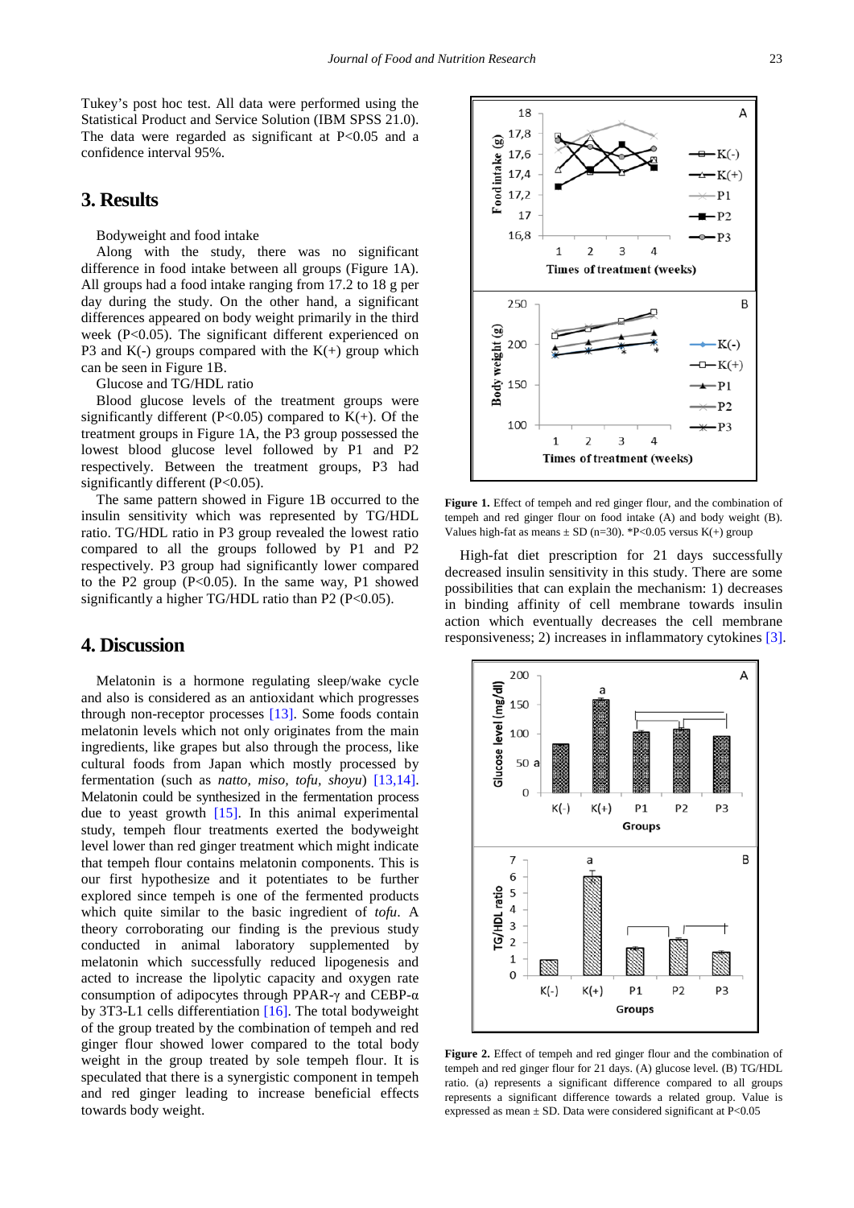Tukey's post hoc test. All data were performed using the Statistical Product and Sevice Solution (IBM SPSS 21.0). The data were regarded as significant at P<0.05 and a confidence interval 95%.

## 3. Results

Bodyweight and food intake

Along with the study, there was no significant difference in food intake between all groups (Figure 1A). All groups had a food intake ranging from 17.2 to 18 g per day during the study. On the other hand, a significant differences appeared on body weight primarily in the third week (P<0.05). The significant different experienced on P3 and K(-) groups compared with the K(+) group which can be seen in Figure 1B.

Glucose and TG/HDL ratio

Blood glucose levels of the treatment groups were significantly different (P<0.05) compared to K(+). Of the treatment groups in Figure 1A, the P3 group possessed the lowest blood glucose level followed by P1 and P2 respectively. Between the treatment groups, P3 had significantly different (P<0.05).

The same pattern showed in Figure 1B occurred to the insulin sensitivity which was represented by TG/HDL ratio. TG/HDL ratio in P3 group revealed the lowest ratio compared to all the groups followed by P1 and P2 respectively. P3 group had significantly lower compared to the P2 group (P<0.05). In the same way, P1 showed significantly a higher TG/HDL ratio than P2 (P<0.05).

**Figure 1.** Effect of tempeh and red ginger flour, and the combination of tempeh and red ginger flour on food intake (A) and body weight (B). Values high-fat as means ± SD (n=30). *P<0.05 versus K(+) group

High-fat diet prescription for 21 days successfully decreased insulin sensitivity in this study. There are some possibilities that can explain the mechanism: 1) decreases in binding affinity of cell membrane towards insulin action which eventually decreases the cell membrane responsiveness; 2) increases in inflammatory cytokines [3].

**Figure 2.** Effect of tempeh and red ginger flour and the combination of tempeh and red ginger flour for 21 days. (A) glucose level. (B) TG/HDL ratio. (a) represents a significant difference compared to all groups represents a significant difference towards a related group. Value is expressed as mean ± SD. Data were considered significant at P<0.05

## 4. Discussion

Melatonin is a hormone regulating sleep/wake cycle and also is considered as an antioxidant which progresses through non-receptor processes [13]. Some foods contain melatonin levels which not only originates from the main ingredients, like grapes but also through the process, like cultural foods from Japan which mostly processed by fermentation (such as *natto, miso, tofu, shoyu*) [13,14]. Melatonin could be synthesized in the fermentation process due to yeast growth [15]. In this animal experimental study, tempeh flour treatments exerted the bodyweight level lower than red ginger treatment which might indicate that tempeh flour contains melatonin components. This is our first hypothesize and it potentiates to be further explored since tempeh is one of the fermented products which quite similar to the basic ingredient of *tofu*. A theory corroborating our finding is the previous study conducted in animal laboratory supplemented by melatonin which successfully reduced lipogenesis and acted to increase the lipolytic capacity and oxygen rate consumption of adipocytes through PPAR-γ and CEBP-α by 3T3-L1 cells differentiation [16]. The total bodyweight of the group treated by the combination of tempeh and red ginger flour showed lower compared to the total body weight in the group treated by sole tempeh flour. It is speculated that there is a synergistic component in tempeh and red ginger leading to increase beneficial effects towards body weight.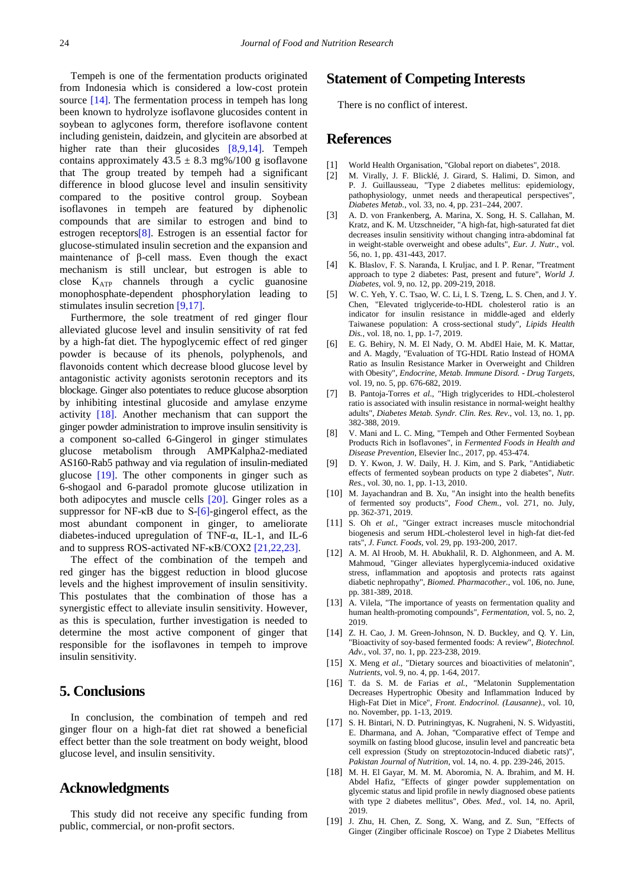Tempeh is one of the fermentation products originated from Indonesia which is considered a low-cost protein source [14]. The fermentation process in tempeh has long been known to hydrolyze isoflavone glucosides content in soybean to aglycones form, therefore isoflavone content including genistein, daidzein, and glycitein are absorbed at higher rate than their glucosides [8,9,14]. Tempeh contains approximately 43.5 ± 8.3 mg%/100 g isoflavone that The group treated by tempeh had a significant difference in blood glucose level and insulin sensitivity compared to the positive control group. Soybean isoflavones in tempeh are featured by diphenolic compounds that are similar to estrogen and bind to estrogen receptors[8]. Estrogen is an essential factor for glucose-stimulated insulin secretion and the expansion and maintenance of β-cell mass. Even though the exact mechanism is still unclear, but estrogen is able to close $K_{ATP}$ channels through a cyclic guanosine monophosphate-dependent phosphorylation leading to stimulates insulin secretion [9,17].

Furthermore, the sole treatment of red ginger flour alleviated glucose level and insulin sensitivity of rat fed by a high-fat diet. The hypoglycemic effect of red ginger powder is because of its phenols, polyphenols, and flavonoids content which decrease blood glucose level by antagonistic activity agonists serotonin receptors and its blockage. Ginger also potentiates to reduce glucose absorption by inhibiting intestinal glucoside and amylase enzyme activity [18]. Another mechanism that can support the ginger powder administration to improve insulin sensitivity is a component so-called 6-Gingerol in ginger stimulates glucose metabolism through AMPKalpha2-mediated AS160-Rab5 pathway and via regulation of insulin-mediated glucose [19]. The other components in ginger such as 6-shogaol and 6-paradol promote glucose utilization in both adipocytes and muscle cells [20]. Ginger roles as a suppressor for NF-κB due to S-[6]-gingerol effect, as the most abundant component in ginger, to ameliorate diabetes-induced upregulation of TNF-α, IL-1, and IL-6 and to suppress ROS-activated NF-κB/COX2 [21,22,23].

The effect of the combination of the tempeh and red ginger has the biggest reduction in blood glucose levels and the highest improvement of insulin sensitivity. This postulates that the combination of those has a synergistic effect to alleviate insulin sensitivity. However, as this is speculation, further investigation is needed to determine the most active component of ginger that responsible for the isoflavones in tempeh to improve insulin sensitivity.

# 5. Conclusions

In conclusion, the combination of tempeh and red ginger flour on a high-fat diet rat showed a beneficial effect better than the sole treatment on body weight, blood glucose level, and insulin sensitivity.

# Acknowledgments

This study did not receive any specific funding from public, commercial, or non-profit sectors.

# Statement of Competing Interests

There is no conflict of interest.

# References

[1] World Health Organisation, "Global report on diabetes", 2018.

[2] M. Virally, J. F. Blicklé, J. Girard, S. Halimi, D. Simon, and P. J. Guillausseau, "Type 2 diabetes mellitus: epidemiology, pathophysiology, unmet needs and therapeutical perspectives", *Diabetes Metab.*, vol. 33, no. 4, pp. 231–244, 2007.

[3] A. D. von Frankenberg, A. Marina, X. Song, H. S. Callahan, M. Kratz, and K. M. Utzschneider, "A high-fat, high-saturated fat diet decreases insulin sensitivity without changing intra-abdominal fat in weight-stable overweight and obese adults", *Eur. J. Nutr.*, vol. 56, no. 1, pp. 431-443, 2017.

[4] K. Blaslov, F. S. Naranđa, I. Kruljac, and I. P. Renar, "Treatment approach to type 2 diabetes: Past, present and future", *World J. Diabetes*, vol. 9, no. 12, pp. 209-219, 2018.

[5] W. C. Yeh, Y. C. Tsao, W. C. Li, I. S. Tzeng, L. S. Chen, and J. Y. Chen, "Elevated triglyceride-to-HDL cholesterol ratio is an indicator for insulin resistance in middle-aged and elderly Taiwanese population: A cross-sectional study", *Lipids Health Dis.*, vol. 18, no. 1, pp. 1-7, 2019.

[6] E. G. Behiry, N. M. El Nady, O. M. AbdEl Haie, M. K. Mattar, and A. Magdy, "Evaluation of TG-HDL Ratio Instead of HOMA Ratio as Insulin Resistance Marker in Overweight and Children with Obesity", *Endocrine, Metab. Immune Disord. - Drug Targets*, vol. 19, no. 5, pp. 676-682, 2019.

[7] B. Pantoja-Torres *et al.*, "High triglycerides to HDL-cholesterol ratio is associated with insulin resistance in normal-weight healthy adults", *Diabetes Metab. Syndr. Clin. Res. Rev.*, vol. 13, no. 1, pp. 382-388, 2019.

[8] V. Mani and L. C. Ming, "Tempeh and Other Fermented Soybean Products Rich in Isoflavones", in *Fermented Foods in Health and Disease Prevention*, Elsevier Inc., 2017, pp. 453-474.

[9] D. Y. Kwon, J. W. Daily, H. J. Kim, and S. Park, "Antidiabetic effects of fermented soybean products on type 2 diabetes", *Nutr. Res.*, vol. 30, no. 1, pp. 1-13, 2010.

[10] M. Jayachandran and B. Xu, "An insight into the health benefits of fermented soy products", *Food Chem.*, vol. 271, no. July, pp. 362-371, 2019.

[11] S. Oh *et al.*, "Ginger extract increases muscle mitochondrial biogenesis and serum HDL-cholesterol level in high-fat diet-fed rats", *J. Funct. Foods*, vol. 29, pp. 193-200, 2017.

[12] A. M. Al Hroob, M. H. Abukhalil, R. D. Alghonmeen, and A. M. Mahmoud, "Ginger alleviates hyperglycemia-induced oxidative stress, inflammation and apoptosis and protects rats against diabetic nephropathy", *Biomed. Pharmacother.*, vol. 106, no. June, pp. 381-389, 2018.

[13] A. Vilela, "The importance of yeasts on fermentation quality and human health-promoting compounds", *Fermentation*, vol. 5, no. 2, 2019.

[14] Z. H. Cao, J. M. Green-Johnson, N. D. Buckley, and Q. Y. Lin, "Bioactivity of soy-based fermented foods: A review", *Biotechnol. Adv.*, vol. 37, no. 1, pp. 223-238, 2019.

[15] X. Meng *et al.*, "Dietary sources and bioactivities of melatonin", *Nutrients*, vol. 9, no. 4, pp. 1-64, 2017.

[16] T. da S. M. de Farias *et al.*, "Melatonin Supplementation Decreases Hypertrophic Obesity and Inflammation Induced by High-Fat Diet in Mice", *Front. Endocrinol. (Lausanne).*, vol. 10, no. November, pp. 1-13, 2019.

[17] S. H. Bintari, N. D. Putriningtyas, K. Nugraheni, N. S. Widyastiti, E. Dharmana, and A. Johan, "Comparative effect of Tempe and soymilk on fasting blood glucose, insulin level and pancreatic beta cell expression (Study on streptozotocin-lnduced diabetic rats)", *Pakistan Journal of Nutrition*, vol. 14, no. 4. pp. 239-246, 2015.

[18] M. H. El Gayar, M. M. M. Aboromia, N. A. Ibrahim, and M. H. Abdel Hafiz, "Effects of ginger powder supplementation on glycemic status and lipid profile in newly diagnosed obese patients with type 2 diabetes mellitus", *Obes. Med.*, vol. 14, no. April, 2019.

[19] J. Zhu, H. Chen, Z. Song, X. Wang, and Z. Sun, "Effects of Ginger (Zingiber officinale Roscoe) on Type 2 Diabetes Mellitus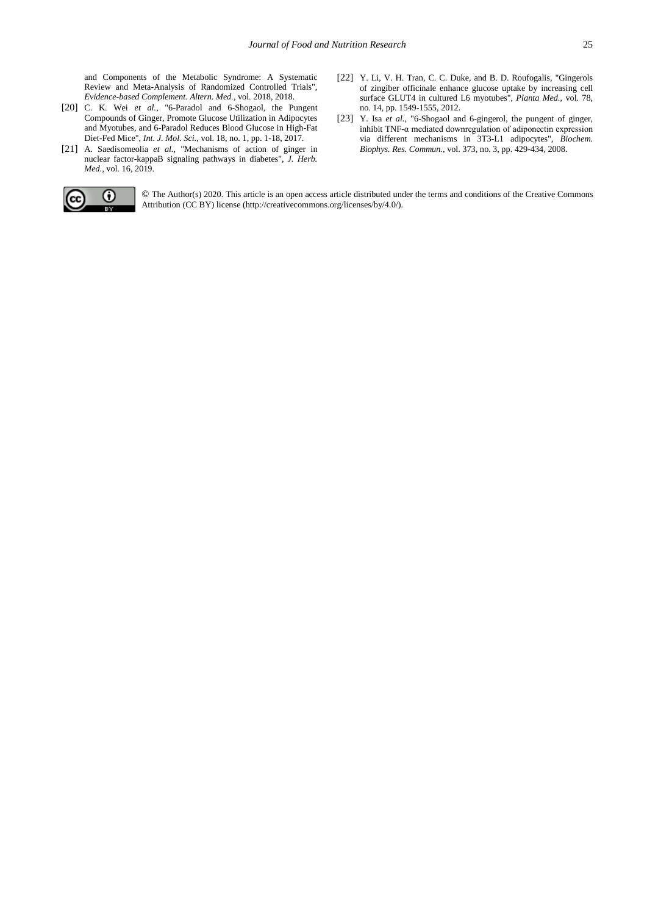and Components of the Metabolic Syndrome: A Systematic Review and Meta-Analysis of Randomized Controlled Trials", *Evidence-based Complement. Altern. Med.*, vol. 2018, 2018.

[20] C. K. Wei *et al.*, "6-Paradol and 6-Shogaol, the Pungent Compounds of Ginger, Promote Glucose Utilization in Adipocytes and Myotubes, and 6-Paradol Reduces Blood Glucose in High-Fat Diet-Fed Mice", *Int. J. Mol. Sci.*, vol. 18, no. 1, pp. 1-18, 2017.

[21] A. Saedisomeolia *et al.*, "Mechanisms of action of ginger in nuclear factor-kappaB signaling pathways in diabetes", *J. Herb. Med.*, vol. 16, 2019.

[22] Y. Li, V. H. Tran, C. C. Duke, and B. D. Roufogalis, "Gingerols of zingiber officinale enhance glucose uptake by increasing cell surface GLUT4 in cultured L6 myotubes", *Planta Med.*, vol. 78, no. 14, pp. 1549-1555, 2012.

[23] Y. Isa *et al.*, "6-Shogaol and 6-gingerol, the pungent of ginger, inhibit TNF-α mediated downregulation of adiponectin expression via different mechanisms in 3T3-L1 adipocytes", *Biochem. Biophys. Res. Commun.*, vol. 373, no. 3, pp. 429-434, 2008.

© The Author(s) 2020. This article is an open access article distributed under the terms and conditions of the Creative Commons Attribution (CC BY) license (http://creativecommons.org/licenses/by/4.0/).